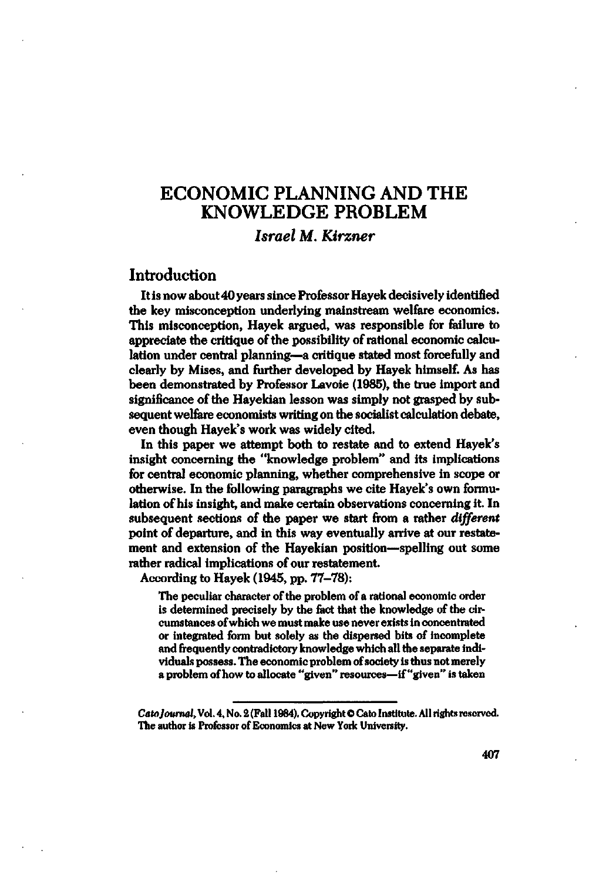# ECONOMIC PLANNING AND THE KNOWLEDGE PROBLEM

*Israel M. Kirzner*

## Introduction

It is now about 40 years since Professor Hayek decisively identified the key misconception underlying mainstream welfare economics. This misconception, Hayek argued, was responsible for failure to appreciate the critique of the possibility of rational economic calculation under central planning—a critique stated most forcefully and clearly by Mises, and further developed by Hayek himself. As has been demonstrated by Professor Lavoie (1985), the true import and significance of the Hayekian lesson was simply not grasped by subsequent welfare economists writing on the socialist calculation debate, even though Hayek's work was widely cited.

In this paper we attempt both to restate and to extend Hayek's insight concerning the "knowledge problem" and its implications for central economic planning, whether comprehensive in scope or otherwise. In the following paragraphs we cite Hayek's own formulation of his insight, and make certain observations concerning it. In subsequent sections of the paper we start from a rather *different* point of departure, and in this way eventually arrive at our restatement and extension of the Hayekian position—spelling out some rather radical implications of our restatement.

According to Hayek (1945, pp. 77–78):

> The peculiar character of the problem of a rational economic order is determined precisely by the fact that the knowledge of the circumstances of which we must make use never exists in concentrated or integrated form but solely as the dispersed bits of incomplete and frequently contradictory knowledge which all the separate individuals possess. The economic problem of society is thus not merely a problem of how to allocate "given" resources—if "given" is taken

---

*Cato Journal*, Vol. 4, No. 2 (Fall 1984). Copyright © Cato Institute. All rights reserved.
The author is Professor of Economics at New York University.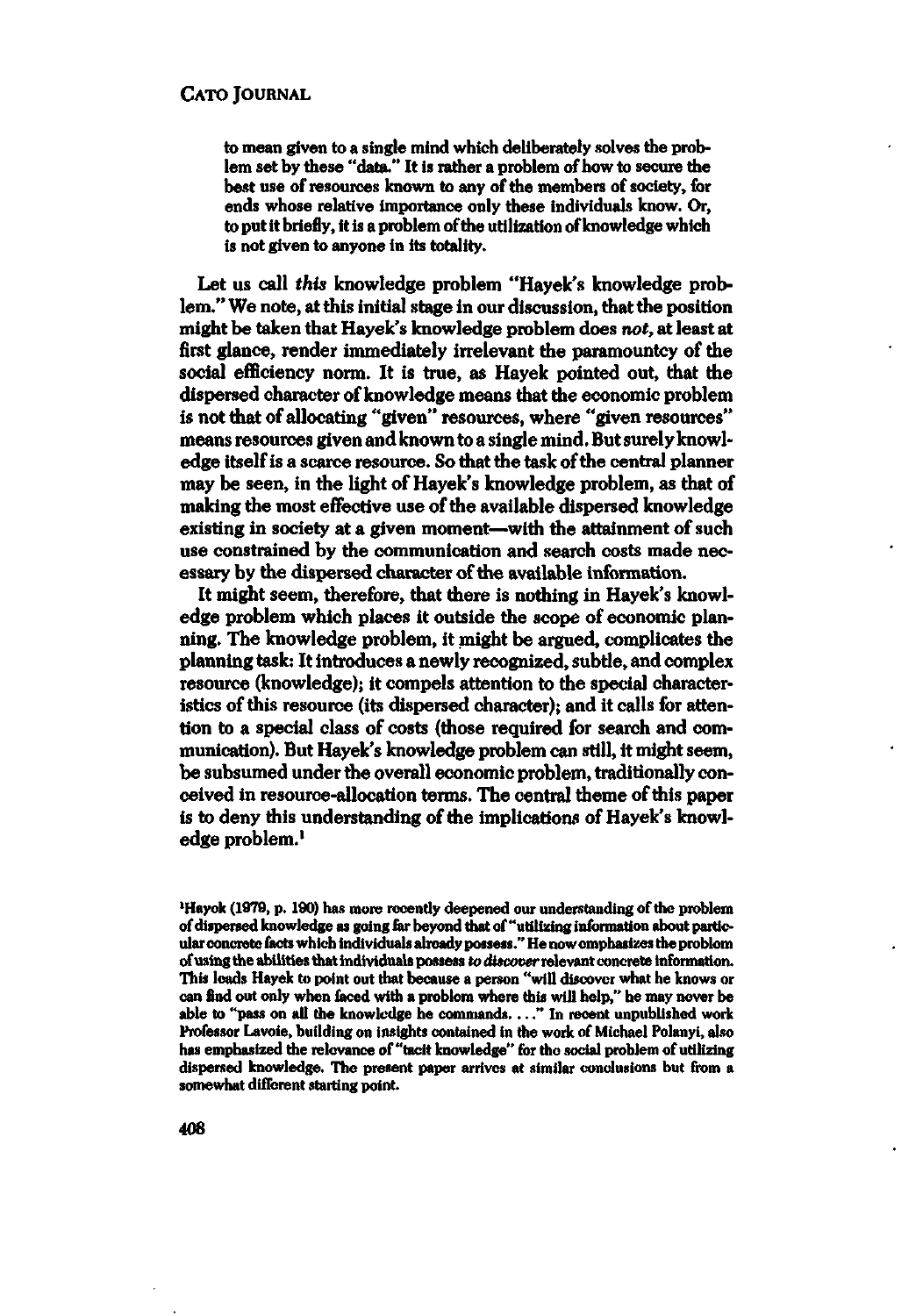to mean given to a single mind which deliberately solves the problem set by these "data." It is rather a problem of how to secure the best use of resources known to any of the members of society, for ends whose relative importance only these individuals know. Or, to put it briefly, it is a problem of the utilization of knowledge which is not given to anyone in its totality.

Let us call *this* knowledge problem "Hayek's knowledge problem." We note, at this initial stage in our discussion, that the position might be taken that Hayek's knowledge problem does *not*, at least at first glance, render immediately irrelevant the paramountcy of the social efficiency norm. It is true, as Hayek pointed out, that the dispersed character of knowledge means that the economic problem is not that of allocating "given" resources, where "given resources" means resources given and known to a single mind. But surely knowledge itself is a scarce resource. So that the task of the central planner may be seen, in the light of Hayek's knowledge problem, as that of making the most effective use of the available dispersed knowledge existing in society at a given moment—with the attainment of such use constrained by the communication and search costs made necessary by the dispersed character of the available information.

It might seem, therefore, that there is nothing in Hayek's knowledge problem which places it outside the scope of economic planning. The knowledge problem, it might be argued, complicates the planning task: It introduces a newly recognized, subtle, and complex resource (knowledge); it compels attention to the special characteristics of this resource (its dispersed character); and it calls for attention to a special class of costs (those required for search and communication). But Hayek's knowledge problem can still, it might seem, be subsumed under the overall economic problem, traditionally conceived in resource-allocation terms. The central theme of this paper is to deny this understanding of the implications of Hayek's knowledge problem.[1]

[1]Hayek (1979, p. 190) has more recently deepened our understanding of the problem of dispersed knowledge as going far beyond that of "utilizing information about particular concrete facts which individuals already possess." He now emphasizes the problem of using the abilities that individuals possess *to discover* relevant concrete information. This leads Hayek to point out that because a person "will discover what he knows or can find out only when faced with a problem where this will help," he may never be able to "pass on all the knowledge he commands. . . ." In recent unpublished work Professor Lavoie, building on insights contained in the work of Michael Polanyi, also has emphasized the relevance of "tacit knowledge" for the social problem of utilizing dispersed knowledge. The present paper arrives at similar conclusions but from a somewhat different starting point.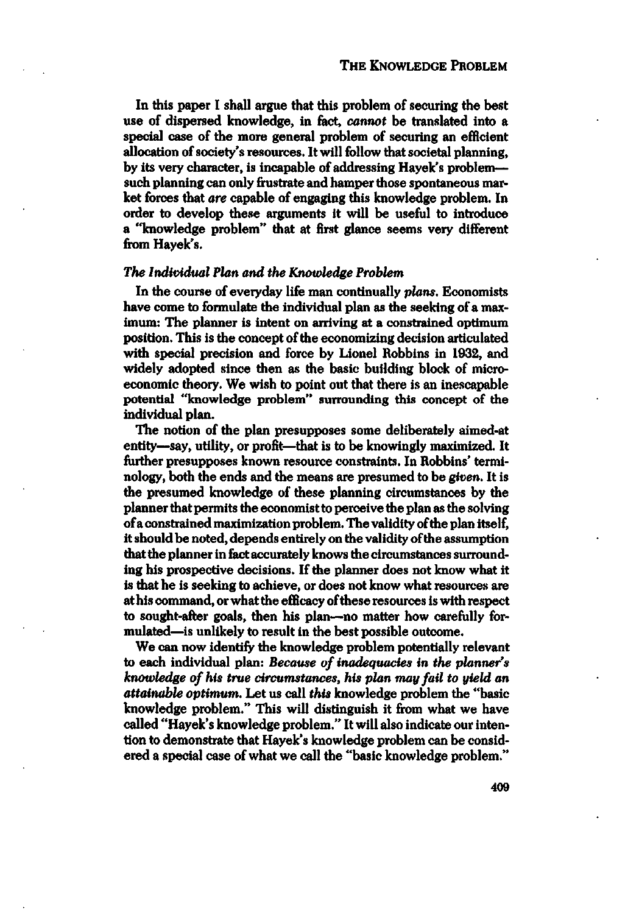In this paper I shall argue that this problem of securing the best use of dispersed knowledge, in fact, *cannot* be translated into a special case of the more general problem of securing an efficient allocation of society's resources. It will follow that societal planning, by its very character, is incapable of addressing Hayek's problem—such planning can only frustrate and hamper those spontaneous market forces that *are* capable of engaging this knowledge problem. In order to develop these arguments it will be useful to introduce a "knowledge problem" that at first glance seems very different from Hayek's.

### *The Individual Plan and the Knowledge Problem*

In the course of everyday life man continually *plans*. Economists have come to formulate the individual plan as the seeking of a maximum: The planner is intent on arriving at a constrained optimum position. This is the concept of the economizing decision articulated with special precision and force by Lionel Robbins in 1932, and widely adopted since then as the basic building block of microeconomic theory. We wish to point out that there is an inescapable potential "knowledge problem" surrounding this concept of the individual plan.

The notion of the plan presupposes some deliberately aimed-at entity—say, utility, or profit—that is to be knowingly maximized. It further presupposes known resource constraints. In Robbins' terminology, both the ends and the means are presumed to be *given*. It is the presumed knowledge of these planning circumstances by the planner that permits the economist to perceive the plan as the solving of a constrained maximization problem. The validity of the plan itself, it should be noted, depends entirely on the validity of the assumption that the planner in fact accurately knows the circumstances surrounding his prospective decisions. If the planner does not know what it is that he is seeking to achieve, or does not know what resources are at his command, or what the efficacy of these resources is with respect to sought-after goals, then his plan—no matter how carefully formulated—is unlikely to result in the best possible outcome.

We can now identify the knowledge problem potentially relevant to each individual plan: ***Because of inadequacies in the planner's knowledge of his true circumstances, his plan may fail to yield an attainable optimum.*** Let us call *this* knowledge problem the "basic knowledge problem." This will distinguish it from what we have called "Hayek's knowledge problem." It will also indicate our intention to demonstrate that Hayek's knowledge problem can be considered a special case of what we call the "basic knowledge problem."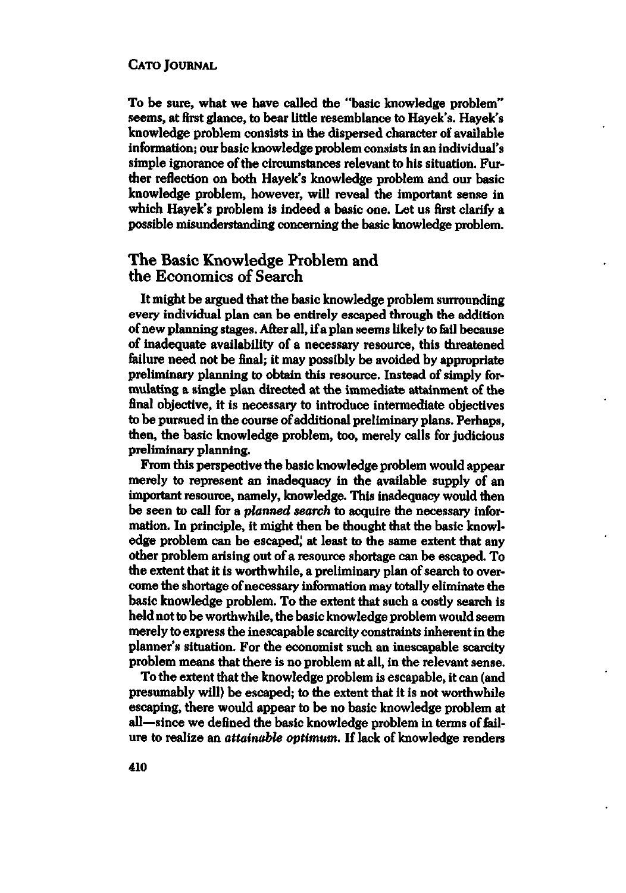To be sure, what we have called the "basic knowledge problem" seems, at first glance, to bear little resemblance to Hayek's. Hayek's knowledge problem consists in the dispersed character of available information; our basic knowledge problem consists in an individual's simple ignorance of the circumstances relevant to his situation. Further reflection on both Hayek's knowledge problem and our basic knowledge problem, however, will reveal the important sense in which Hayek's problem is indeed a basic one. Let us first clarify a possible misunderstanding concerning the basic knowledge problem.

## The Basic Knowledge Problem and the Economics of Search

It might be argued that the basic knowledge problem surrounding every individual plan can be entirely escaped through the addition of new planning stages. After all, if a plan seems likely to fail because of inadequate availability of a necessary resource, this threatened failure need not be final; it may possibly be avoided by appropriate preliminary planning to obtain this resource. Instead of simply formulating a single plan directed at the immediate attainment of the final objective, it is necessary to introduce intermediate objectives to be pursued in the course of additional preliminary plans. Perhaps, then, the basic knowledge problem, too, merely calls for judicious preliminary planning.

From this perspective the basic knowledge problem would appear merely to represent an inadequacy in the available supply of an important resource, namely, knowledge. This inadequacy would then be seen to call for a *planned search* to acquire the necessary information. In principle, it might then be thought that the basic knowledge problem can be escaped, at least to the same extent that any other problem arising out of a resource shortage can be escaped. To the extent that it is worthwhile, a preliminary plan of search to overcome the shortage of necessary information may totally eliminate the basic knowledge problem. To the extent that such a costly search is held not to be worthwhile, the basic knowledge problem would seem merely to express the inescapable scarcity constraints inherent in the planner's situation. For the economist such an inescapable scarcity problem means that there is no problem at all, in the relevant sense.

To the extent that the knowledge problem is escapable, it can (and presumably will) be escaped; to the extent that it is not worthwhile escaping, there would appear to be no basic knowledge problem at all—since we defined the basic knowledge problem in terms of failure to realize an *attainable optimum*. If lack of knowledge renders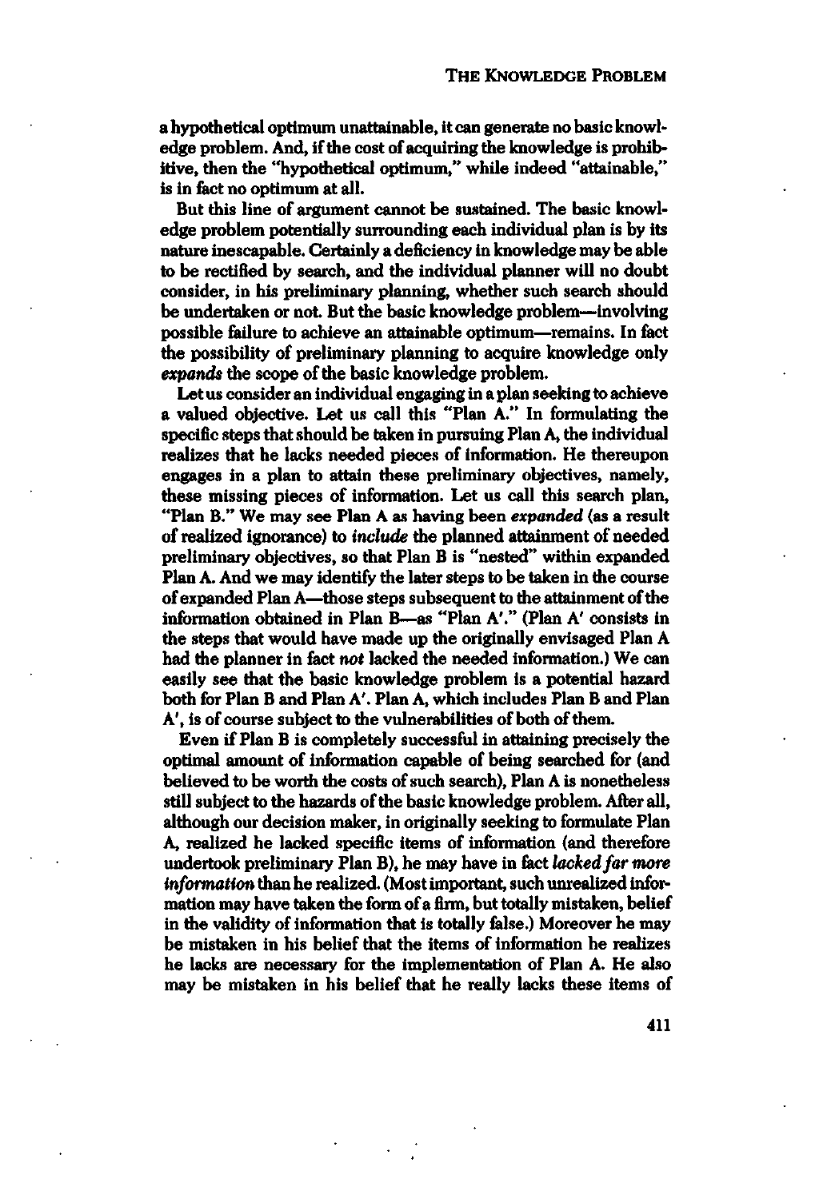a hypothetical optimum unattainable, it can generate no basic knowledge problem. And, if the cost of acquiring the knowledge is prohibitive, then the "hypothetical optimum," while indeed "attainable," is in fact no optimum at all.

But this line of argument cannot be sustained. The basic knowledge problem potentially surrounding each individual plan is by its nature inescapable. Certainly a deficiency in knowledge may be able to be rectified by search, and the individual planner will no doubt consider, in his preliminary planning, whether such search should be undertaken or not. But the basic knowledge problem—involving possible failure to achieve an attainable optimum—remains. In fact the possibility of preliminary planning to acquire knowledge only *expands* the scope of the basic knowledge problem.

Let us consider an individual engaging in a plan seeking to achieve a valued objective. Let us call this "Plan A." In formulating the specific steps that should be taken in pursuing Plan A, the individual realizes that he lacks needed pieces of information. He thereupon engages in a plan to attain these preliminary objectives, namely, these missing pieces of information. Let us call this search plan, "Plan B." We may see Plan A as having been *expanded* (as a result of realized ignorance) to *include* the planned attainment of needed preliminary objectives, so that Plan B is "nested" within expanded Plan A. And we may identify the later steps to be taken in the course of expanded Plan A—those steps subsequent to the attainment of the information obtained in Plan B—as "Plan A′." (Plan A′ consists in the steps that would have made up the originally envisaged Plan A had the planner in fact *not* lacked the needed information.) We can easily see that the basic knowledge problem is a potential hazard both for Plan B and Plan A′. Plan A, which includes Plan B and Plan A′, is of course subject to the vulnerabilities of both of them.

Even if Plan B is completely successful in attaining precisely the optimal amount of information capable of being searched for (and believed to be worth the costs of such search), Plan A is nonetheless still subject to the hazards of the basic knowledge problem. After all, although our decision maker, in originally seeking to formulate Plan A, realized he lacked specific items of information (and therefore undertook preliminary Plan B), he may have in fact *lacked far more information* than he realized. (Most important, such unrealized information may have taken the form of a firm, but totally mistaken, belief in the validity of information that is totally false.) Moreover he may be mistaken in his belief that the items of information he realizes he lacks are necessary for the implementation of Plan A. He also may be mistaken in his belief that he really lacks these items of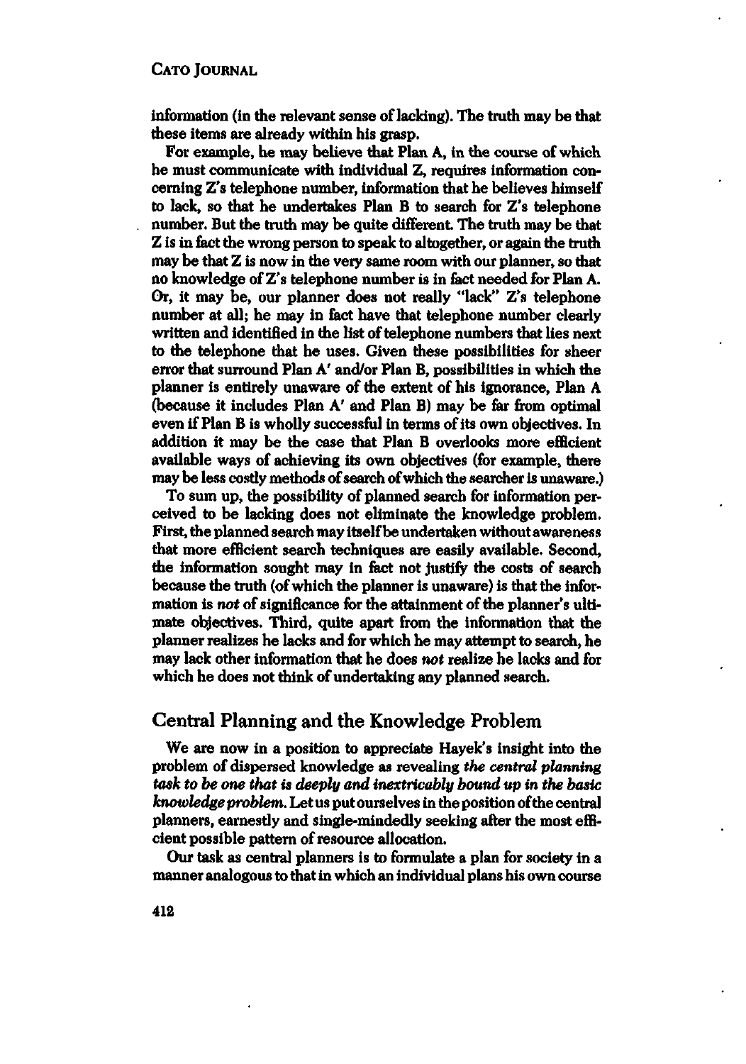information (in the relevant sense of lacking). The truth may be that these items are already within his grasp.

For example, he may believe that Plan A, in the course of which he must communicate with individual Z, requires information concerning Z's telephone number, information that he believes himself to lack, so that he undertakes Plan B to search for Z's telephone number. But the truth may be quite different. The truth may be that Z is in fact the wrong person to speak to altogether, or again the truth may be that Z is now in the very same room with our planner, so that no knowledge of Z's telephone number is in fact needed for Plan A. Or, it may be, our planner does not really "lack" Z's telephone number at all; he may in fact have that telephone number clearly written and identified in the list of telephone numbers that lies next to the telephone that he uses. Given these possibilities for sheer error that surround Plan A' and/or Plan B, possibilities in which the planner is entirely unaware of the extent of his ignorance, Plan A (because it includes Plan A' and Plan B) may be far from optimal even if Plan B is wholly successful in terms of its own objectives. In addition it may be the case that Plan B overlooks more efficient available ways of achieving its own objectives (for example, there may be less costly methods of search of which the searcher is unaware.)

To sum up, the possibility of planned search for information perceived to be lacking does not eliminate the knowledge problem. First, the planned search may itself be undertaken without awareness that more efficient search techniques are easily available. Second, the information sought may in fact not justify the costs of search because the truth (of which the planner is unaware) is that the information is *not* of significance for the attainment of the planner's ultimate objectives. Third, quite apart from the information that the planner realizes he lacks and for which he may attempt to search, he may lack other information that he does *not* realize he lacks and for which he does not think of undertaking any planned search.

## Central Planning and the Knowledge Problem

We are now in a position to appreciate Hayek's insight into the problem of dispersed knowledge as revealing *the central planning task to be one that is deeply and inextricably bound up in the basic knowledge problem.* Let us put ourselves in the position of the central planners, earnestly and single-mindedly seeking after the most efficient possible pattern of resource allocation.

Our task as central planners is to formulate a plan for society in a manner analogous to that in which an individual plans his own course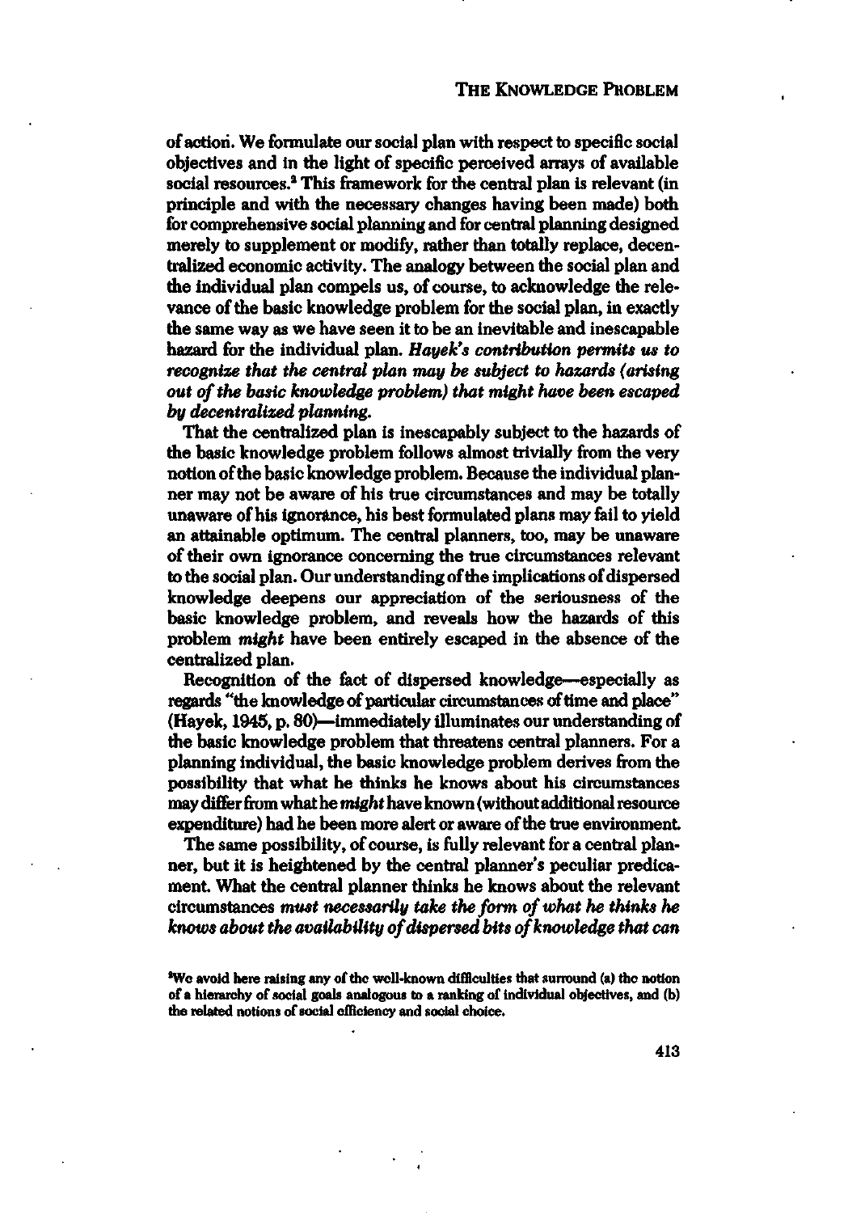of action. We formulate our social plan with respect to specific social objectives and in the light of specific perceived arrays of available social resources.[3] This framework for the central plan is relevant (in principle and with the necessary changes having been made) both for comprehensive social planning and for central planning designed merely to supplement or modify, rather than totally replace, decentralized economic activity. The analogy between the social plan and the individual plan compels us, of course, to acknowledge the relevance of the basic knowledge problem for the social plan, in exactly the same way as we have seen it to be an inevitable and inescapable hazard for the individual plan. ***Hayek's contribution permits us to recognize that the central plan may be subject to hazards (arising out of the basic knowledge problem) that might have been escaped by decentralized planning.***

That the centralized plan is inescapably subject to the hazards of the basic knowledge problem follows almost trivially from the very notion of the basic knowledge problem. Because the individual planner may not be aware of his true circumstances and may be totally unaware of his ignorance, his best formulated plans may fail to yield an attainable optimum. The central planners, too, may be unaware of their own ignorance concerning the true circumstances relevant to the social plan. Our understanding of the implications of dispersed knowledge deepens our appreciation of the seriousness of the basic knowledge problem, and reveals how the hazards of this problem *might* have been entirely escaped in the absence of the centralized plan.

Recognition of the fact of dispersed knowledge—especially as regards "the knowledge of particular circumstances of time and place" (Hayek, 1945, p. 80)—immediately illuminates our understanding of the basic knowledge problem that threatens central planners. For a planning individual, the basic knowledge problem derives from the possibility that what he thinks he knows about his circumstances may differ from what he *might* have known (without additional resource expenditure) had he been more alert or aware of the true environment.

The same possibility, of course, is fully relevant for a central planner, but it is heightened by the central planner's peculiar predicament. What the central planner thinks he knows about the relevant circumstances *must necessarily take the form of what he thinks he knows about the availability of dispersed bits of knowledge that can*

[3] We avoid here raising any of the well-known difficulties that surround (a) the notion of a hierarchy of social goals analogous to a ranking of individual objectives, and (b) the related notions of social efficiency and social choice.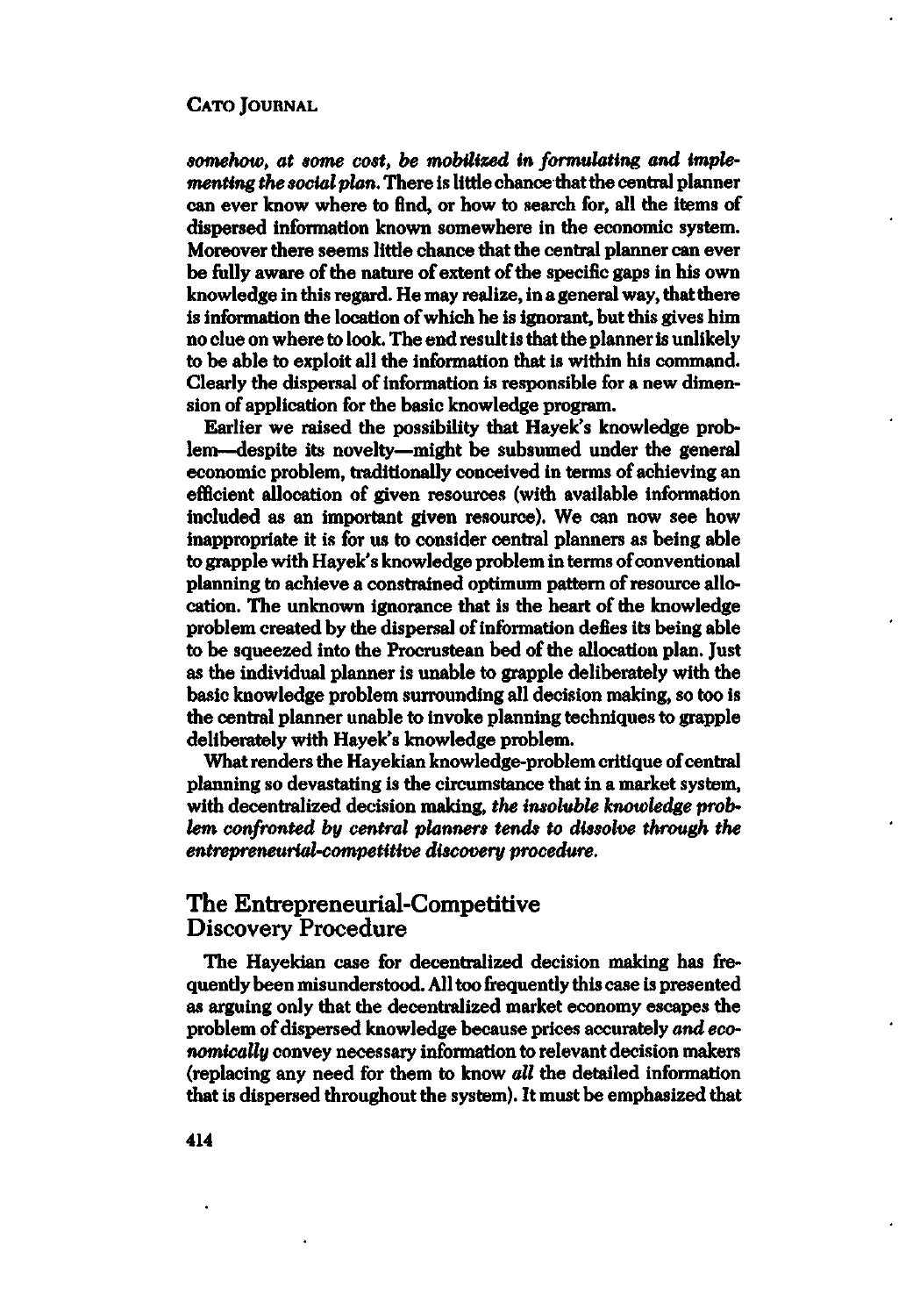*somehow, at some cost, be mobilized in formulating and implementing the social plan.* There is little chance that the central planner can ever know where to find, or how to search for, all the items of dispersed information known somewhere in the economic system. Moreover there seems little chance that the central planner can ever be fully aware of the nature of extent of the specific gaps in his own knowledge in this regard. He may realize, in a general way, that there is information the location of which he is ignorant, but this gives him no clue on where to look. The end result is that the planner is unlikely to be able to exploit all the information that is within his command. Clearly the dispersal of information is responsible for a new dimension of application for the basic knowledge program.

Earlier we raised the possibility that Hayek's knowledge problem—despite its novelty—might be subsumed under the general economic problem, traditionally conceived in terms of achieving an efficient allocation of given resources (with available information included as an important given resource). We can now see how inappropriate it is for us to consider central planners as being able to grapple with Hayek's knowledge problem in terms of conventional planning to achieve a constrained optimum pattern of resource allocation. The unknown ignorance that is the heart of the knowledge problem created by the dispersal of information defies its being able to be squeezed into the Procrustean bed of the allocation plan. Just as the individual planner is unable to grapple deliberately with the basic knowledge problem surrounding all decision making, so too is the central planner unable to invoke planning techniques to grapple deliberately with Hayek's knowledge problem.

What renders the Hayekian knowledge-problem critique of central planning so devastating is the circumstance that in a market system, with decentralized decision making, *the insoluble knowledge problem confronted by central planners tends to dissolve through the entrepreneurial-competitive discovery procedure.*

## The Entrepreneurial-Competitive Discovery Procedure

The Hayekian case for decentralized decision making has frequently been misunderstood. All too frequently this case is presented as arguing only that the decentralized market economy escapes the problem of dispersed knowledge because prices accurately *and economically* convey necessary information to relevant decision makers (replacing any need for them to know *all* the detailed information that is dispersed throughout the system). It must be emphasized that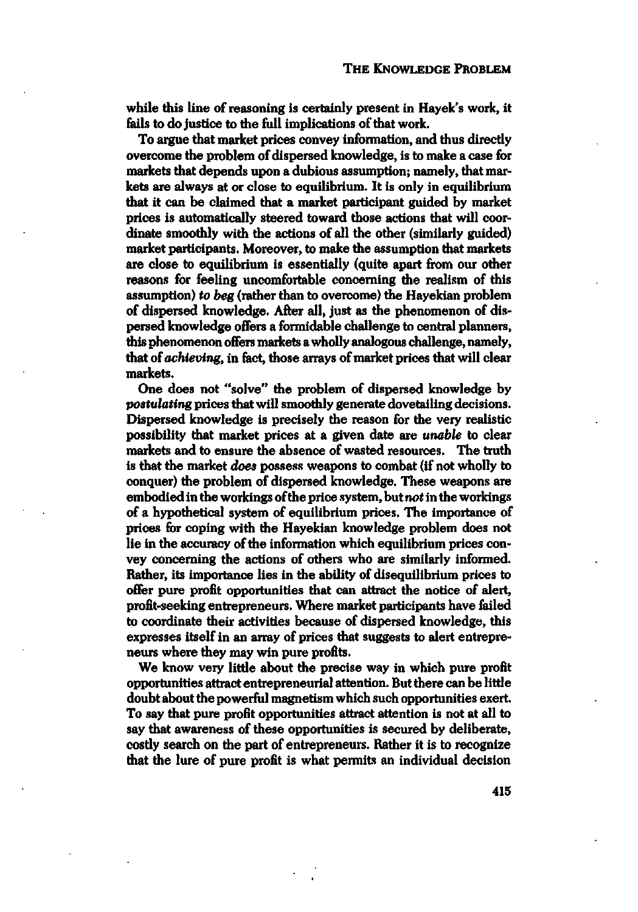while this line of reasoning is certainly present in Hayek's work, it fails to do justice to the full implications of that work.

To argue that market prices convey information, and thus directly overcome the problem of dispersed knowledge, is to make a case for markets that depends upon a dubious assumption; namely, that markets are always at or close to equilibrium. It is only in equilibrium that it can be claimed that a market participant guided by market prices is automatically steered toward those actions that will coordinate smoothly with the actions of all the other (similarly guided) market participants. Moreover, to make the assumption that markets are close to equilibrium is essentially (quite apart from our other reasons for feeling uncomfortable concerning the realism of this assumption) *to beg* (rather than to overcome) the Hayekian problem of dispersed knowledge. After all, just as the phenomenon of dispersed knowledge offers a formidable challenge to central planners, this phenomenon offers markets a wholly analogous challenge, namely, that of *achieving*, in fact, those arrays of market prices that will clear markets.

One does not "solve" the problem of dispersed knowledge by *postulating* prices that will smoothly generate dovetailing decisions. Dispersed knowledge is precisely the reason for the very realistic possibility that market prices at a given date are *unable* to clear markets and to ensure the absence of wasted resources. The truth is that the market *does* possess weapons to combat (if not wholly to conquer) the problem of dispersed knowledge. These weapons are embodied in the workings of the price system, but *not* in the workings of a hypothetical system of equilibrium prices. The importance of prices for coping with the Hayekian knowledge problem does not lie in the accuracy of the information which equilibrium prices convey concerning the actions of others who are similarly informed. Rather, its importance lies in the ability of disequilibrium prices to offer pure profit opportunities that can attract the notice of alert, profit-seeking entrepreneurs. Where market participants have failed to coordinate their activities because of dispersed knowledge, this expresses itself in an array of prices that suggests to alert entrepreneurs where they may win pure profits.

We know very little about the precise way in which pure profit opportunities attract entrepreneurial attention. But there can be little doubt about the powerful magnetism which such opportunities exert. To say that pure profit opportunities attract attention is not at all to say that awareness of these opportunities is secured by deliberate, costly search on the part of entrepreneurs. Rather it is to recognize that the lure of pure profit is what permits an individual decision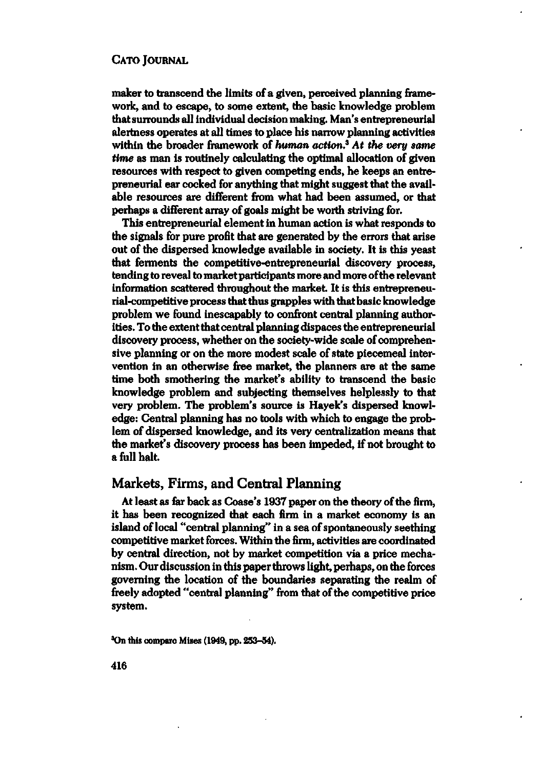maker to transcend the limits of a given, perceived planning framework, and to escape, to some extent, the basic knowledge problem that surrounds all individual decision making. Man's entrepreneurial alertness operates at all times to place his narrow planning activities within the broader framework of *human action*.[3] *At the very same time* as man is routinely calculating the optimal allocation of given resources with respect to given competing ends, he keeps an entrepreneurial ear cocked for anything that might suggest that the available resources are different from what had been assumed, or that perhaps a different array of goals might be worth striving for.

This entrepreneurial element in human action is what responds to the signals for pure profit that are generated by the errors that arise out of the dispersed knowledge available in society. It is this yeast that ferments the competitive-entrepreneurial discovery process, tending to reveal to market participants more and more of the relevant information scattered throughout the market. It is this entrepreneurial-competitive process that thus grapples with that basic knowledge problem we found inescapably to confront central planning authorities. To the extent that central planning displaces the entrepreneurial discovery process, whether on the society-wide scale of comprehensive planning or on the more modest scale of state piecemeal intervention in an otherwise free market, the planners are at the same time both smothering the market's ability to transcend the basic knowledge problem and subjecting themselves helplessly to that very problem. The problem's source is Hayek's dispersed knowledge: Central planning has no tools with which to engage the problem of dispersed knowledge, and its very centralization means that the market's discovery process has been impeded, if not brought to a full halt.

## Markets, Firms, and Central Planning

At least as far back as Coase's 1937 paper on the theory of the firm, it has been recognized that each firm in a market economy is an island of local "central planning" in a sea of spontaneously seething competitive market forces. Within the firm, activities are coordinated by central direction, not by market competition via a price mechanism. Our discussion in this paper throws light, perhaps, on the forces governing the location of the boundaries separating the realm of freely adopted "central planning" from that of the competitive price system.

[3]On this compare Mises (1949, pp. 253–54).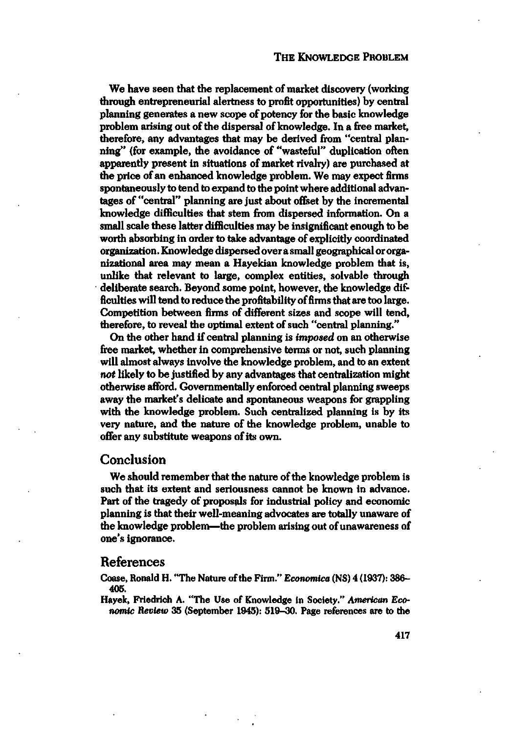We have seen that the replacement of market discovery (working through entrepreneurial alertness to profit opportunities) by central planning generates a new scope of potency for the basic knowledge problem arising out of the dispersal of knowledge. In a free market, therefore, any advantages that may be derived from "central planning" (for example, the avoidance of "wasteful" duplication often apparently present in situations of market rivalry) are purchased at the price of an enhanced knowledge problem. We may expect firms spontaneously to tend to expand to the point where additional advantages of "central" planning are just about offset by the incremental knowledge difficulties that stem from dispersed information. On a small scale these latter difficulties may be insignificant enough to be worth absorbing in order to take advantage of explicitly coordinated organization. Knowledge dispersed over a small geographical or organizational area may mean a Hayekian knowledge problem that is, unlike that relevant to large, complex entities, solvable through deliberate search. Beyond some point, however, the knowledge difficulties will tend to reduce the profitability of firms that are too large. Competition between firms of different sizes and scope will tend, therefore, to reveal the optimal extent of such "central planning."

On the other hand if central planning is *imposed* on an otherwise free market, whether in comprehensive terms or not, such planning will almost always involve the knowledge problem, and to an extent *not* likely to be justified by any advantages that centralization might otherwise afford. Governmentally enforced central planning sweeps away the market's delicate and spontaneous weapons for grappling with the knowledge problem. Such centralized planning is by its very nature, and the nature of the knowledge problem, unable to offer any substitute weapons of its own.

## Conclusion

We should remember that the nature of the knowledge problem is such that its extent and seriousness cannot be known in advance. Part of the tragedy of proposals for industrial policy and economic planning is that their well-meaning advocates are totally unaware of the knowledge problem—the problem arising out of unawareness of one's ignorance.

## References

Coase, Ronald H. "The Nature of the Firm." *Economica* (NS) 4 (1937): 386–405.

Hayek, Friedrich A. "The Use of Knowledge in Society." *American Economic Review* 35 (September 1945): 519–30. Page references are to the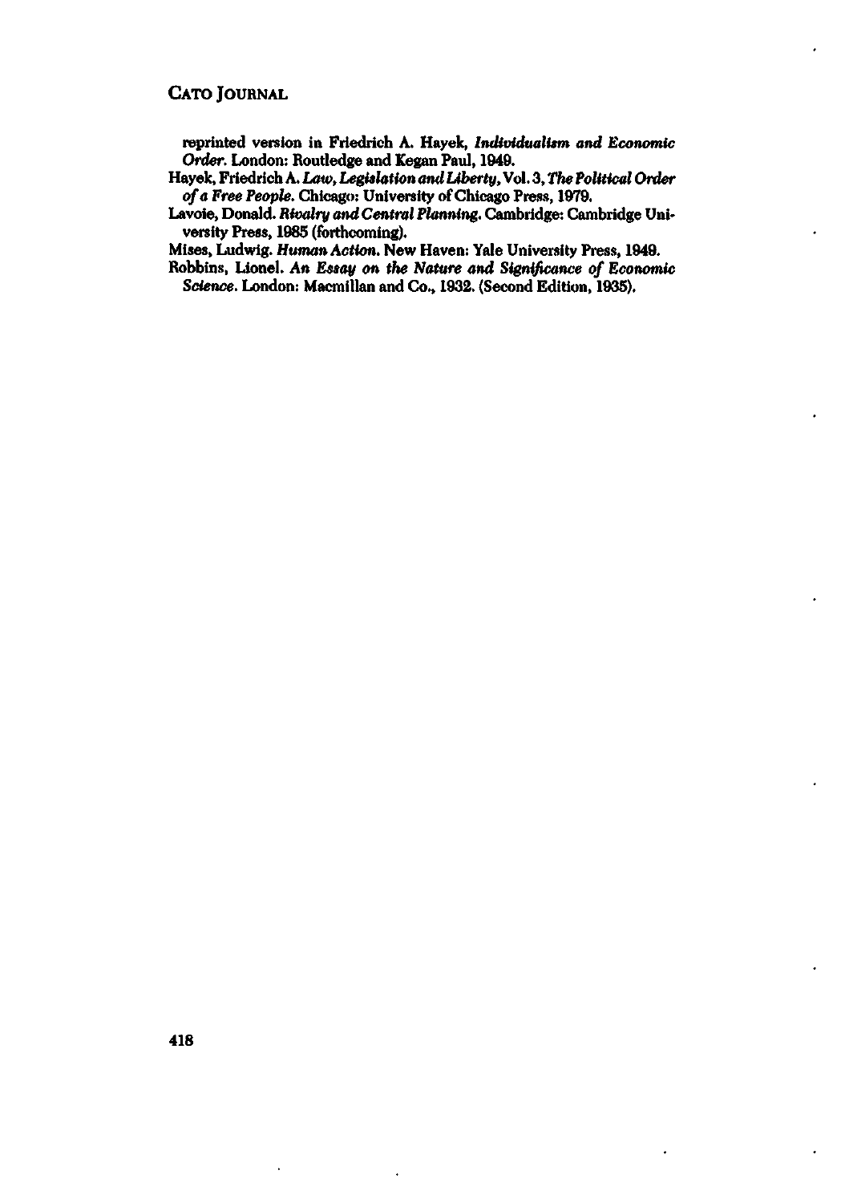reprinted version in Friedrich A. Hayek, *Individualism and Economic Order*. London: Routledge and Kegan Paul, 1949.

Hayek, Friedrich A. *Law, Legislation and Liberty*, Vol. 3, *The Political Order of a Free People*. Chicago: University of Chicago Press, 1979.

Lavoie, Donald. *Rivalry and Central Planning*. Cambridge: Cambridge University Press, 1985 (forthcoming).

Mises, Ludwig. *Human Action*. New Haven: Yale University Press, 1949.

Robbins, Lionel. *An Essay on the Nature and Significance of Economic Science*. London: Macmillan and Co., 1932. (Second Edition, 1935).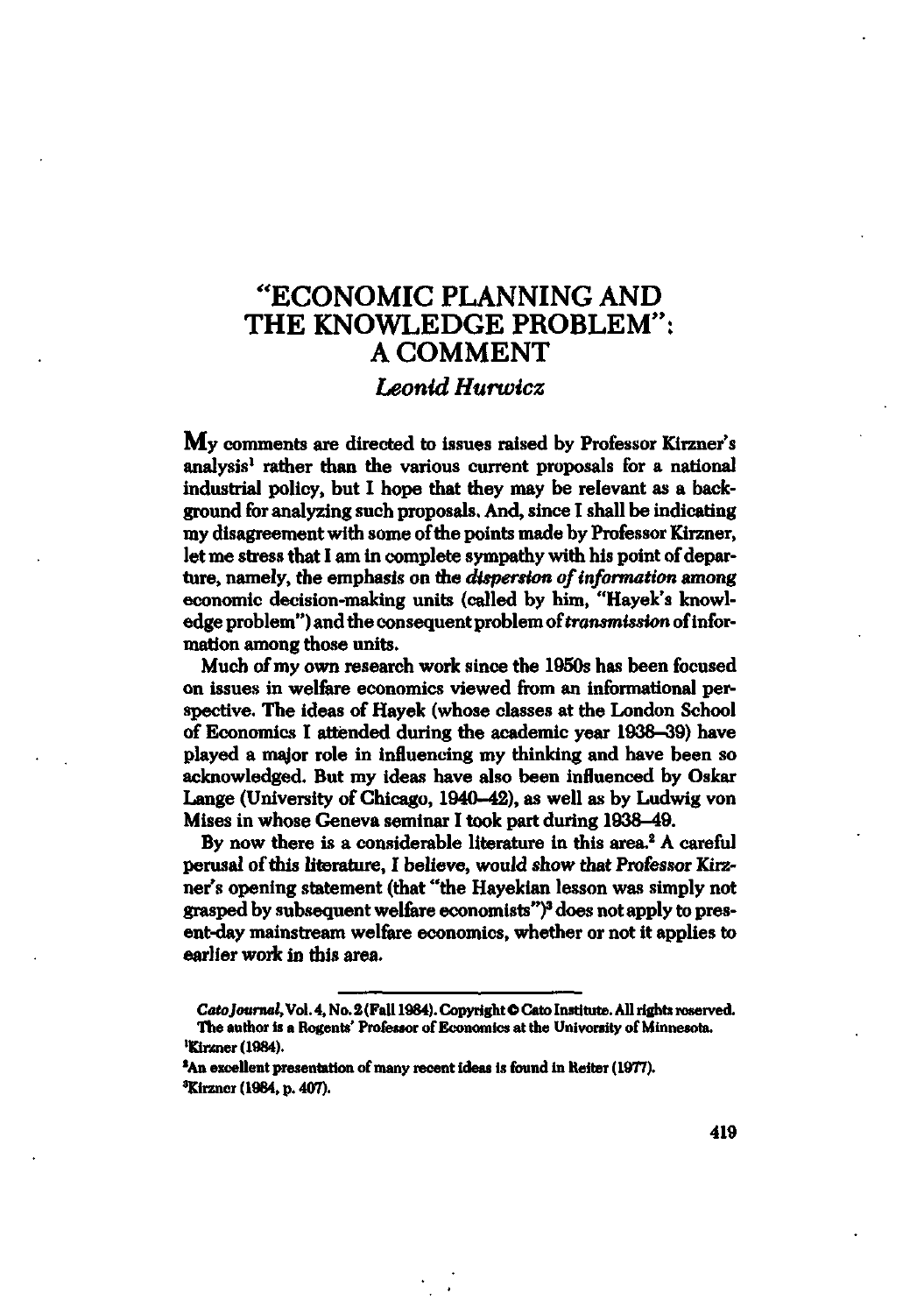# "ECONOMIC PLANNING AND THE KNOWLEDGE PROBLEM": A COMMENT

*Leonid Hurwicz*

My comments are directed to issues raised by Professor Kirzner's analysis[1] rather than the various current proposals for a national industrial policy, but I hope that they may be relevant as a background for analyzing such proposals. And, since I shall be indicating my disagreement with some of the points made by Professor Kirzner, let me stress that I am in complete sympathy with his point of departure, namely, the emphasis on the *dispersion of information* among economic decision-making units (called by him, "Hayek's knowledge problem") and the consequent problem of *transmission* of information among those units.

Much of my own research work since the 1950s has been focused on issues in welfare economics viewed from an informational perspective. The ideas of Hayek (whose classes at the London School of Economics I attended during the academic year 1938–39) have played a major role in influencing my thinking and have been so acknowledged. But my ideas have also been influenced by Oskar Lange (University of Chicago, 1940–42), as well as by Ludwig von Mises in whose Geneva seminar I took part during 1938–49.

By now there is a considerable literature in this area.[2] A careful perusal of this literature, I believe, would show that Professor Kirzner's opening statement (that "the Hayekian lesson was simply not grasped by subsequent welfare economists")[3] does not apply to present-day mainstream welfare economics, whether or not it applies to earlier work in this area.

---

*Cato Journal*, Vol. 4, No. 2 (Fall 1984). Copyright © Cato Institute. All rights reserved.

The author is a Regents' Professor of Economics at the University of Minnesota.

[1] Kirzner (1984).

[2] An excellent presentation of many recent ideas is found in Reiter (1977).

[3] Kirzner (1984, p. 407).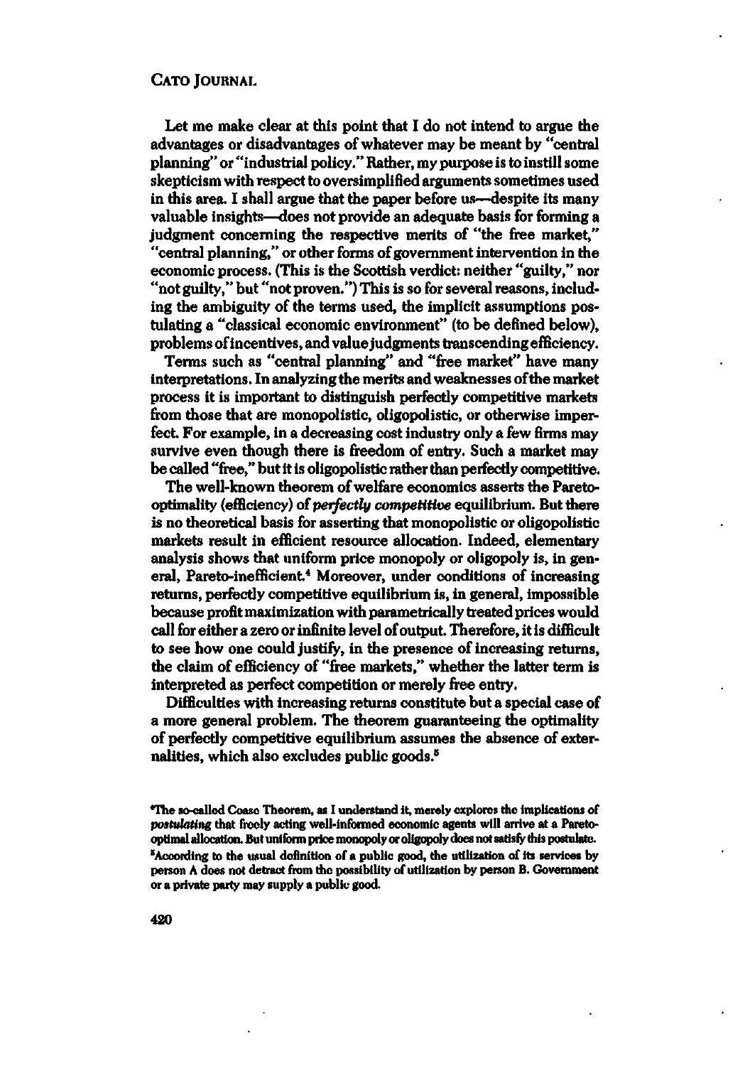Let me make clear at this point that I do not intend to argue the advantages or disadvantages of whatever may be meant by "central planning" or "industrial policy." Rather, my purpose is to instill some skepticism with respect to oversimplified arguments sometimes used in this area. I shall argue that the paper before us—despite its many valuable insights—does not provide an adequate basis for forming a judgment concerning the respective merits of "the free market," "central planning," or other forms of government intervention in the economic process. (This is the Scottish verdict: neither "guilty," nor "not guilty," but "not proven.") This is so for several reasons, including the ambiguity of the terms used, the implicit assumptions postulating a "classical economic environment" (to be defined below), problems of incentives, and value judgments transcending efficiency.

Terms such as "central planning" and "free market" have many interpretations. In analyzing the merits and weaknesses of the market process it is important to distinguish perfectly competitive markets from those that are monopolistic, oligopolistic, or otherwise imperfect. For example, in a decreasing cost industry only a few firms may survive even though there is freedom of entry. Such a market may be called "free," but it is oligopolistic rather than perfectly competitive.

The well-known theorem of welfare economics asserts the Pareto-optimality (efficiency) of *perfectly competitive* equilibrium. But there is no theoretical basis for asserting that monopolistic or oligopolistic markets result in efficient resource allocation. Indeed, elementary analysis shows that uniform price monopoly or oligopoly is, in general, Pareto-inefficient.[4] Moreover, under conditions of increasing returns, perfectly competitive equilibrium is, in general, impossible because profit maximization with parametrically treated prices would call for either a zero or infinite level of output. Therefore, it is difficult to see how one could justify, in the presence of increasing returns, the claim of efficiency of "free markets," whether the latter term is interpreted as perfect competition or merely free entry.

Difficulties with increasing returns constitute but a special case of a more general problem. The theorem guaranteeing the optimality of perfectly competitive equilibrium assumes the absence of externalities, which also excludes public goods.[5]

[4]The so-called Coase Theorem, as I understand it, merely explores the implications of *postulating* that freely acting well-informed economic agents will arrive at a Pareto-optimal allocation. But uniform price monopoly or oligopoly does not satisfy this postulate.

[5]According to the usual definition of a public good, the utilization of its services by person A does not detract from the possibility of utilization by person B. Government or a private party may supply a public good.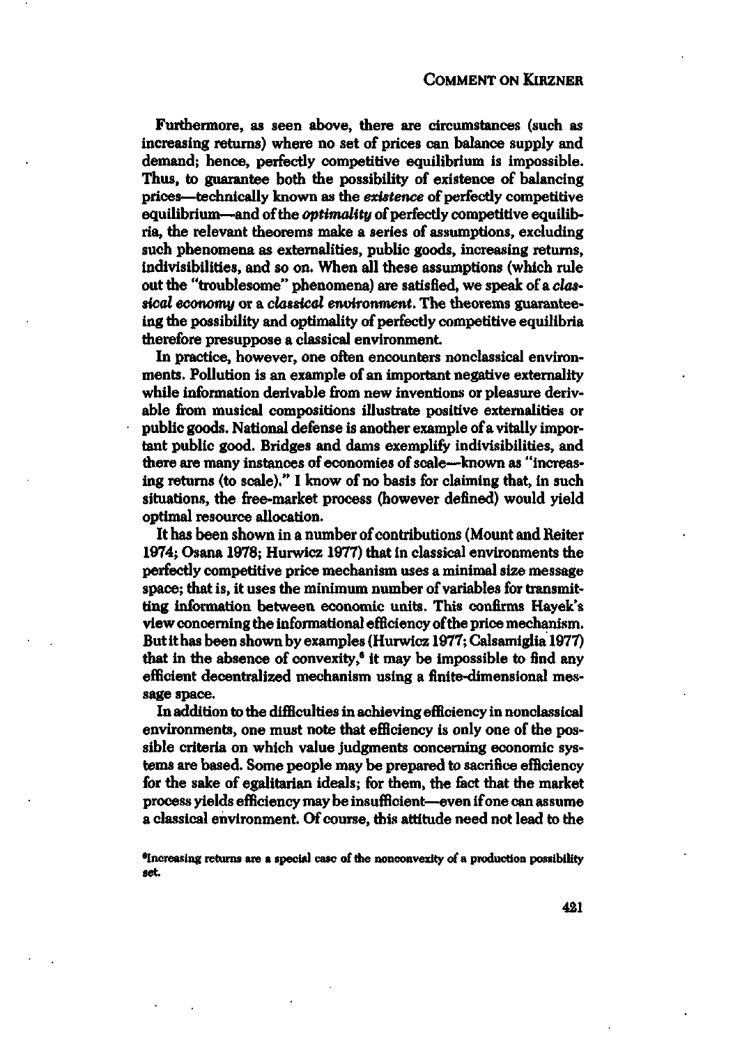Furthermore, as seen above, there are circumstances (such as increasing returns) where no set of prices can balance supply and demand; hence, perfectly competitive equilibrium is impossible. Thus, to guarantee both the possibility of existence of balancing prices—technically known as the *existence* of perfectly competitive equilibrium—and of the *optimality* of perfectly competitive equilibria, the relevant theorems make a series of assumptions, excluding such phenomena as externalities, public goods, increasing returns, indivisibilities, and so on. When all these assumptions (which rule out the "troublesome" phenomena) are satisfied, we speak of a *classical economy* or a *classical environment*. The theorems guaranteeing the possibility and optimality of perfectly competitive equilibria therefore presuppose a classical environment.

In practice, however, one often encounters nonclassical environments. Pollution is an example of an important negative externality while information derivable from new inventions or pleasure derivable from musical compositions illustrate positive externalities or public goods. National defense is another example of a vitally important public good. Bridges and dams exemplify indivisibilities, and there are many instances of economies of scale—known as "increasing returns (to scale)." I know of no basis for claiming that, in such situations, the free-market process (however defined) would yield optimal resource allocation.

It has been shown in a number of contributions (Mount and Reiter 1974; Osana 1978; Hurwicz 1977) that in classical environments the perfectly competitive price mechanism uses a minimal size message space; that is, it uses the minimum number of variables for transmitting information between economic units. This confirms Hayek's view concerning the informational efficiency of the price mechanism. But it has been shown by examples (Hurwicz 1977; Calsamiglia 1977) that in the absence of convexity,[6] it may be impossible to find any efficient decentralized mechanism using a finite-dimensional message space.

In addition to the difficulties in achieving efficiency in nonclassical environments, one must note that efficiency is only one of the possible criteria on which value judgments concerning economic systems are based. Some people may be prepared to sacrifice efficiency for the sake of egalitarian ideals; for them, the fact that the market process yields efficiency may be insufficient—even if one can assume a classical environment. Of course, this attitude need not lead to the

[6] Increasing returns are a special case of the nonconvexity of a production possibility set.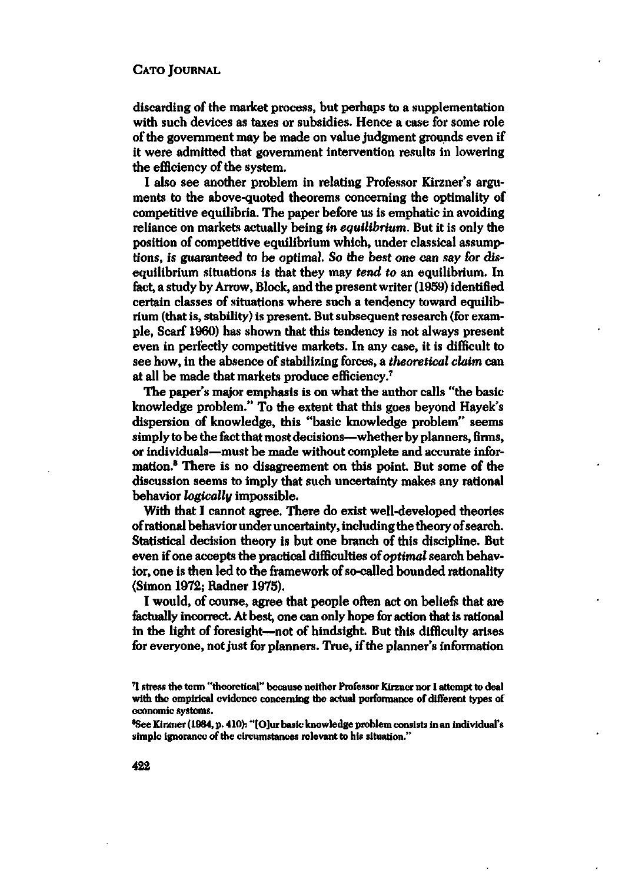discarding of the market process, but perhaps to a supplementation with such devices as taxes or subsidies. Hence a case for some role of the government may be made on value judgment grounds even if it were admitted that government intervention results in lowering the efficiency of the system.

I also see another problem in relating Professor Kirzner's arguments to the above-quoted theorems concerning the optimality of competitive equilibria. The paper before us is emphatic in avoiding reliance on markets actually being *in equilibrium*. But it is only the position of competitive equilibrium which, under classical assumptions, is guaranteed to be optimal. So the best one can say for disequilibrium situations is that they may *tend to* an equilibrium. In fact, a study by Arrow, Block, and the present writer (1959) identified certain classes of situations where such a tendency toward equilibrium (that is, stability) is present. But subsequent research (for example, Scarf 1960) has shown that this tendency is not always present even in perfectly competitive markets. In any case, it is difficult to see how, in the absence of stabilizing forces, a *theoretical claim* can at all be made that markets produce efficiency.[7]

The paper's major emphasis is on what the author calls "the basic knowledge problem." To the extent that this goes beyond Hayek's dispersion of knowledge, this "basic knowledge problem" seems simply to be the fact that most decisions—whether by planners, firms, or individuals—must be made without complete and accurate information.[8] There is no disagreement on this point. But some of the discussion seems to imply that such uncertainty makes any rational behavior *logically* impossible.

With that I cannot agree. There do exist well-developed theories of rational behavior under uncertainty, including the theory of search. Statistical decision theory is but one branch of this discipline. But even if one accepts the practical difficulties of *optimal* search behavior, one is then led to the framework of so-called bounded rationality (Simon 1972; Radner 1975).

I would, of course, agree that people often act on beliefs that are factually incorrect. At best, one can only hope for action that is rational in the light of foresight—not of hindsight. But this difficulty arises for everyone, not just for planners. True, if the planner's information

[7] I stress the term "theoretical" because neither Professor Kirzner nor I attempt to deal with the empirical evidence concerning the actual performance of different types of economic systems.

[8] See Kirzner (1984, p. 410): "[O]ur basic knowledge problem consists in an individual's simple ignorance of the circumstances relevant to his situation."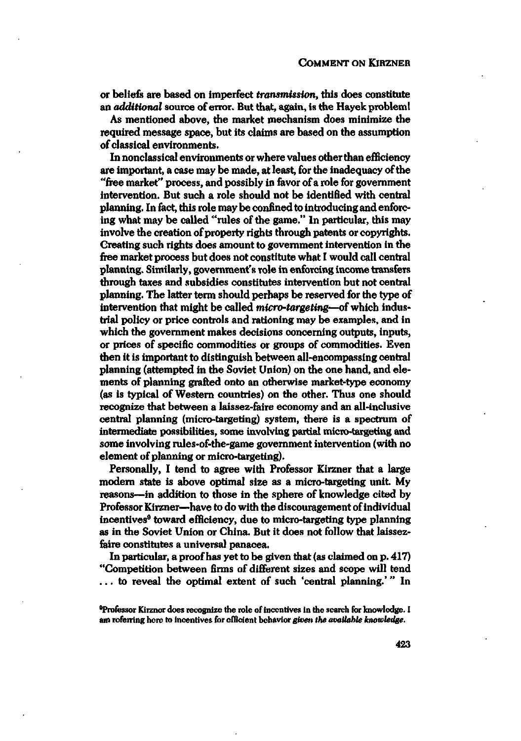or beliefs are based on imperfect *transmission*, this does constitute an *additional* source of error. But that, again, is the Hayek problem!

As mentioned above, the market mechanism does minimize the required message space, but its claims are based on the assumption of classical environments.

In nonclassical environments or where values other than efficiency are important, a case may be made, at least, for the inadequacy of the "free market" process, and possibly in favor of a role for government intervention. But such a role should not be identified with central planning. In fact, this role may be confined to introducing and enforcing what may be called "rules of the game." In particular, this may involve the creation of property rights through patents or copyrights. Creating such rights does amount to government intervention in the free market process but does not constitute what I would call central planning. Similarly, government's role in enforcing income transfers through taxes and subsidies constitutes intervention but not central planning. The latter term should perhaps be reserved for the type of intervention that might be called *micro-targeting*—of which industrial policy or price controls and rationing may be examples, and in which the government makes decisions concerning outputs, inputs, or prices of specific commodities or groups of commodities. Even then it is important to distinguish between all-encompassing central planning (attempted in the Soviet Union) on the one hand, and elements of planning grafted onto an otherwise market-type economy (as is typical of Western countries) on the other. Thus one should recognize that between a laissez-faire economy and an all-inclusive central planning (micro-targeting) system, there is a spectrum of intermediate possibilities, some involving partial micro-targeting and some involving rules-of-the-game government intervention (with no element of planning or micro-targeting).

Personally, I tend to agree with Professor Kirzner that a large modern state is above optimal size as a micro-targeting unit. My reasons—in addition to those in the sphere of knowledge cited by Professor Kirzner—have to do with the discouragement of individual incentives[9] toward efficiency, due to micro-targeting type planning as in the Soviet Union or China. But it does not follow that laissez-faire constitutes a universal panacea.

In particular, a proof has yet to be given that (as claimed on p. 417) "Competition between firms of different sizes and scope will tend ... to reveal the optimal extent of such 'central planning.'" In

[9]Professor Kirzner does recognize the role of incentives in the search for knowledge. I am referring here to incentives for efficient behavior *given the available knowledge*.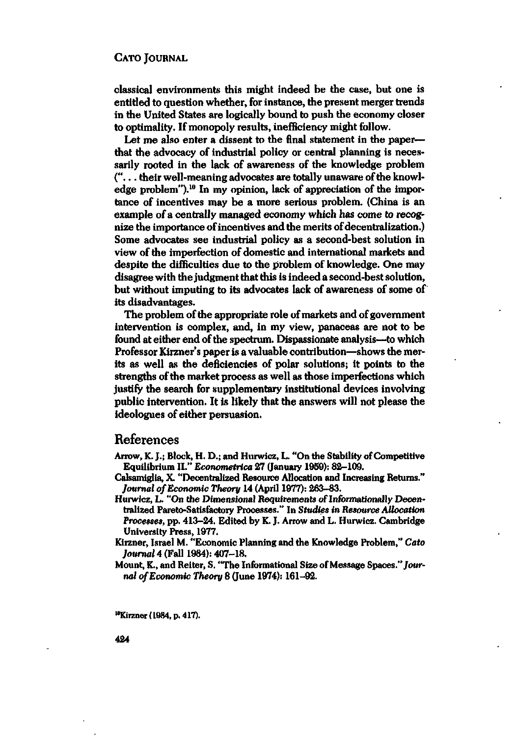classical environments this might indeed be the case, but one is entitled to question whether, for instance, the present merger trends in the United States are logically bound to push the economy closer to optimality. If monopoly results, inefficiency might follow.

Let me also enter a dissent to the final statement in the paper—that the advocacy of industrial policy or central planning is necessarily rooted in the lack of awareness of the knowledge problem ("... their well-meaning advocates are totally unaware of the knowledge problem").[10] In my opinion, lack of appreciation of the importance of incentives may be a more serious problem. (China is an example of a centrally managed economy which has come to recognize the importance of incentives and the merits of decentralization.) Some advocates see industrial policy as a second-best solution in view of the imperfection of domestic and international markets and despite the difficulties due to the problem of knowledge. One may disagree with the judgment that this is indeed a second-best solution, but without imputing to its advocates lack of awareness of some of its disadvantages.

The problem of the appropriate role of markets and of government intervention is complex, and, in my view, panaceas are not to be found at either end of the spectrum. Dispassionate analysis—to which Professor Kirzner's paper is a valuable contribution—shows the merits as well as the deficiencies of polar solutions; it points to the strengths of the market process as well as those imperfections which justify the search for supplementary institutional devices involving public intervention. It is likely that the answers will not please the ideologues of either persuasion.

## References

Arrow, K. J.; Block, H. D.; and Hurwicz, L. "On the Stability of Competitive Equilibrium II." *Econometrica* 27 (January 1959): 82–109.

Calsamiglia, X. "Decentralized Resource Allocation and Increasing Returns." *Journal of Economic Theory* 14 (April 1977): 263–83.

Hurwicz, L. "On the Dimensional Requirements of Informationally Decentralized Pareto-Satisfactory Processes." In *Studies in Resource Allocation Processes*, pp. 413–24. Edited by K. J. Arrow and L. Hurwicz. Cambridge University Press, 1977.

Kirzner, Israel M. "Economic Planning and the Knowledge Problem," *Cato Journal* 4 (Fall 1984): 407–18.

Mount, K., and Reiter, S. "The Informational Size of Message Spaces." *Journal of Economic Theory* 8 (June 1974): 161–92.

[10]Kirzner (1984, p. 417).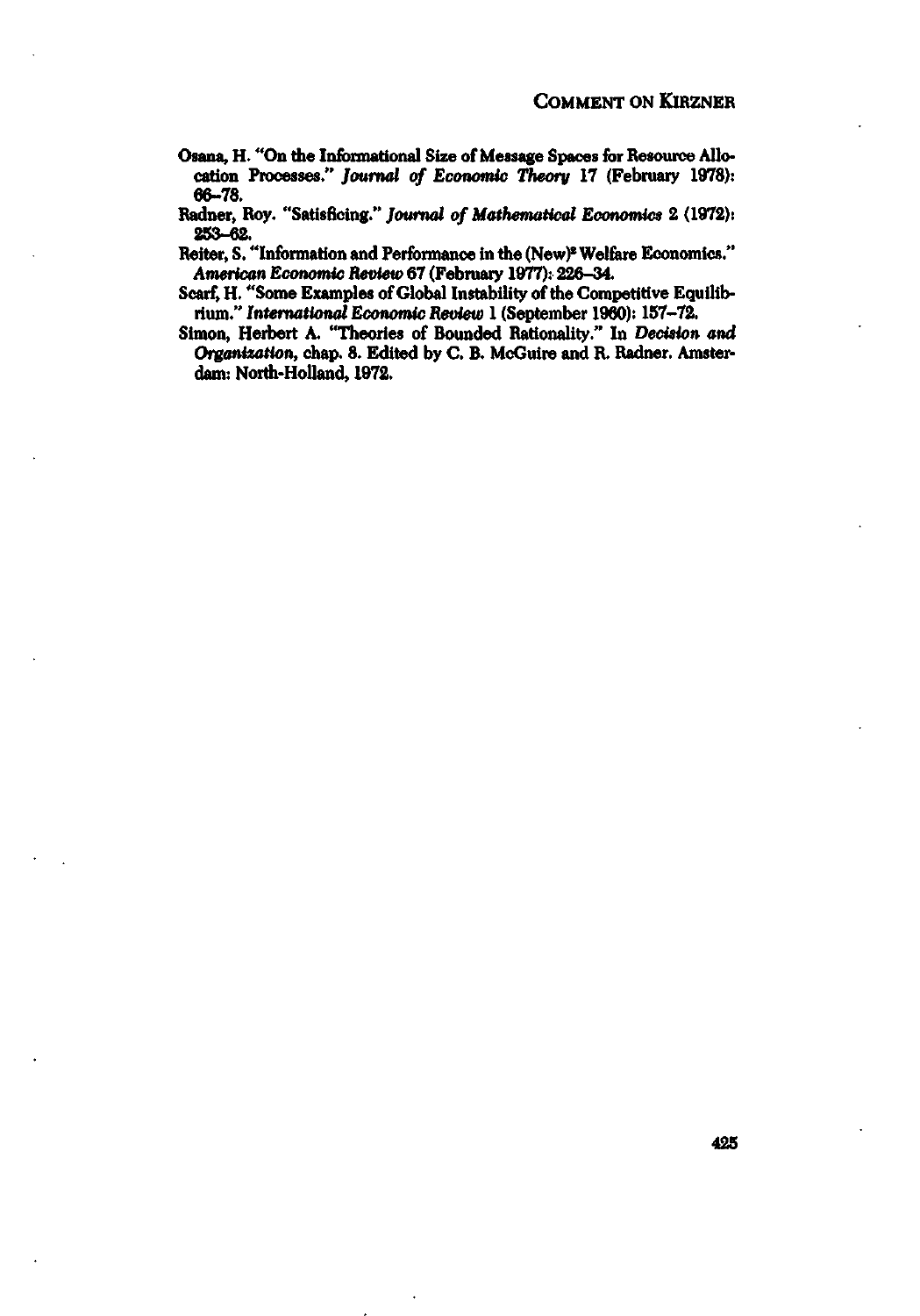Osana, H. "On the Informational Size of Message Spaces for Resource Allocation Processes." *Journal of Economic Theory* 17 (February 1978): 66–78.

Radner, Roy. "Satisficing." *Journal of Mathematical Economics* 2 (1972): 253–62.

Reiter, S. "Information and Performance in the (New)$^2$ Welfare Economics." *American Economic Review* 67 (February 1977): 226–34.

Scarf, H. "Some Examples of Global Instability of the Competitive Equilibrium." *International Economic Review* 1 (September 1960): 157–72.

Simon, Herbert A. "Theories of Bounded Rationality." In *Decision and Organization*, chap. 8. Edited by C. B. McGuire and R. Radner. Amsterdam: North-Holland, 1972.